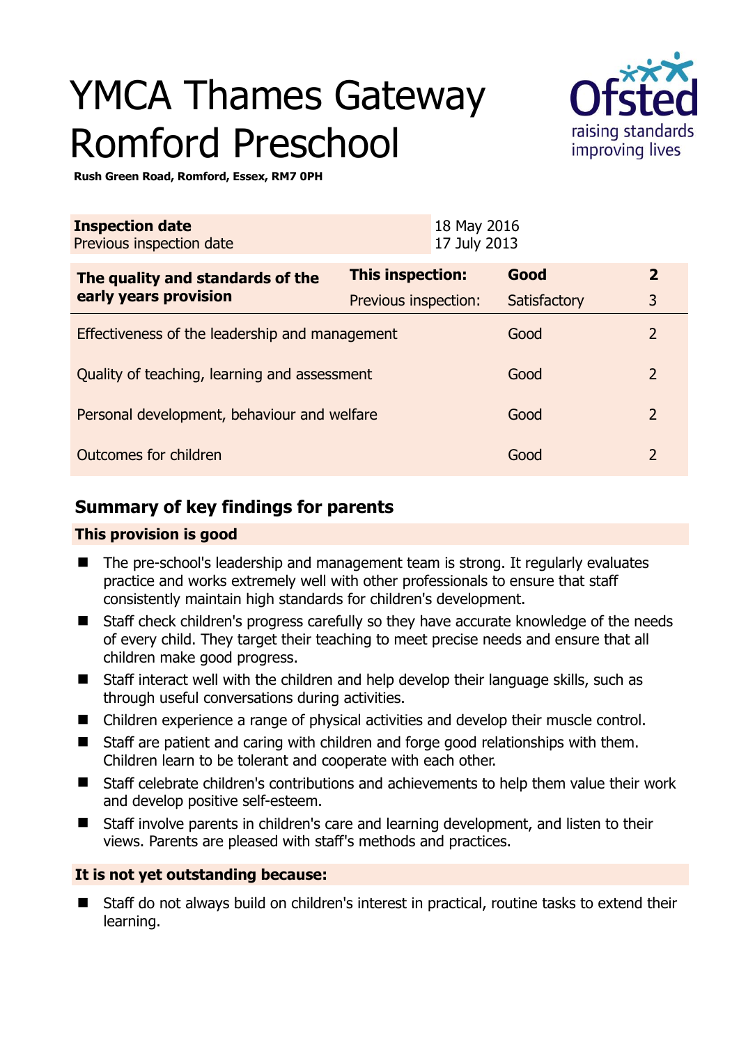# YMCA Thames Gateway Romford Preschool

**Rush Green Road, Romford, Essex, RM7 0PH**

| **Inspection date** | 18 May 2016 |
|---|---|
| Previous inspection date | 17 July 2013 |

| **The quality and standards of the early years provision** | **This inspection:** | **Good** | **2** |
|---|---|---|---|
| | Previous inspection: | Satisfactory | 3 |
| Effectiveness of the leadership and management | | Good | 2 |
| Quality of teaching, learning and assessment | | Good | 2 |
| Personal development, behaviour and welfare | | Good | 2 |
| Outcomes for children | | Good | 2 |

## Summary of key findings for parents

**This provision is good**

- The pre-school's leadership and management team is strong. It regularly evaluates practice and works extremely well with other professionals to ensure that staff consistently maintain high standards for children's development.
- Staff check children's progress carefully so they have accurate knowledge of the needs of every child. They target their teaching to meet precise needs and ensure that all children make good progress.
- Staff interact well with the children and help develop their language skills, such as through useful conversations during activities.
- Children experience a range of physical activities and develop their muscle control.
- Staff are patient and caring with children and forge good relationships with them. Children learn to be tolerant and cooperate with each other.
- Staff celebrate children's contributions and achievements to help them value their work and develop positive self-esteem.
- Staff involve parents in children's care and learning development, and listen to their views. Parents are pleased with staff's methods and practices.

**It is not yet outstanding because:**

- Staff do not always build on children's interest in practical, routine tasks to extend their learning.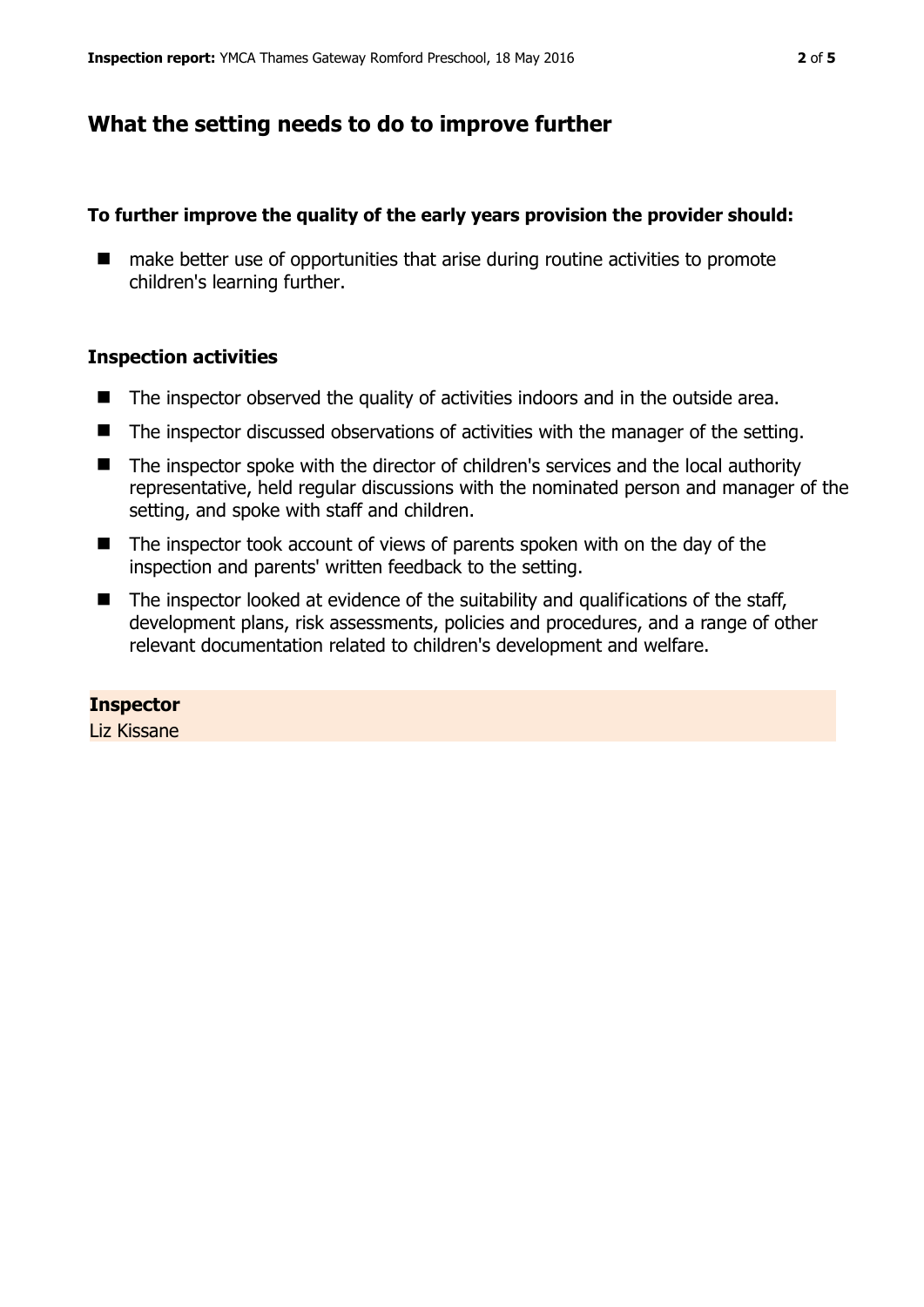## What the setting needs to do to improve further

**To further improve the quality of the early years provision the provider should:**

- make better use of opportunities that arise during routine activities to promote children's learning further.

### Inspection activities

- The inspector observed the quality of activities indoors and in the outside area.
- The inspector discussed observations of activities with the manager of the setting.
- The inspector spoke with the director of children's services and the local authority representative, held regular discussions with the nominated person and manager of the setting, and spoke with staff and children.
- The inspector took account of views of parents spoken with on the day of the inspection and parents' written feedback to the setting.
- The inspector looked at evidence of the suitability and qualifications of the staff, development plans, risk assessments, policies and procedures, and a range of other relevant documentation related to children's development and welfare.

**Inspector**
Liz Kissane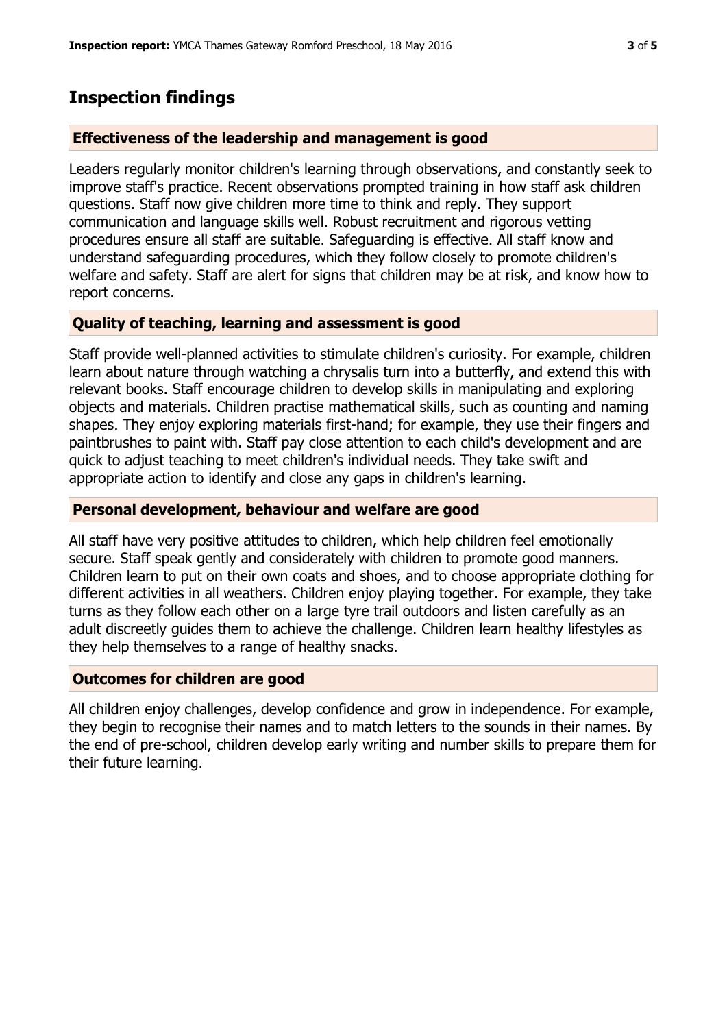## Inspection findings

### Effectiveness of the leadership and management is good

Leaders regularly monitor children's learning through observations, and constantly seek to improve staff's practice. Recent observations prompted training in how staff ask children questions. Staff now give children more time to think and reply. They support communication and language skills well. Robust recruitment and rigorous vetting procedures ensure all staff are suitable. Safeguarding is effective. All staff know and understand safeguarding procedures, which they follow closely to promote children's welfare and safety. Staff are alert for signs that children may be at risk, and know how to report concerns.

### Quality of teaching, learning and assessment is good

Staff provide well-planned activities to stimulate children's curiosity. For example, children learn about nature through watching a chrysalis turn into a butterfly, and extend this with relevant books. Staff encourage children to develop skills in manipulating and exploring objects and materials. Children practise mathematical skills, such as counting and naming shapes. They enjoy exploring materials first-hand; for example, they use their fingers and paintbrushes to paint with. Staff pay close attention to each child's development and are quick to adjust teaching to meet children's individual needs. They take swift and appropriate action to identify and close any gaps in children's learning.

### Personal development, behaviour and welfare are good

All staff have very positive attitudes to children, which help children feel emotionally secure. Staff speak gently and considerately with children to promote good manners. Children learn to put on their own coats and shoes, and to choose appropriate clothing for different activities in all weathers. Children enjoy playing together. For example, they take turns as they follow each other on a large tyre trail outdoors and listen carefully as an adult discreetly guides them to achieve the challenge. Children learn healthy lifestyles as they help themselves to a range of healthy snacks.

### Outcomes for children are good

All children enjoy challenges, develop confidence and grow in independence. For example, they begin to recognise their names and to match letters to the sounds in their names. By the end of pre-school, children develop early writing and number skills to prepare them for their future learning.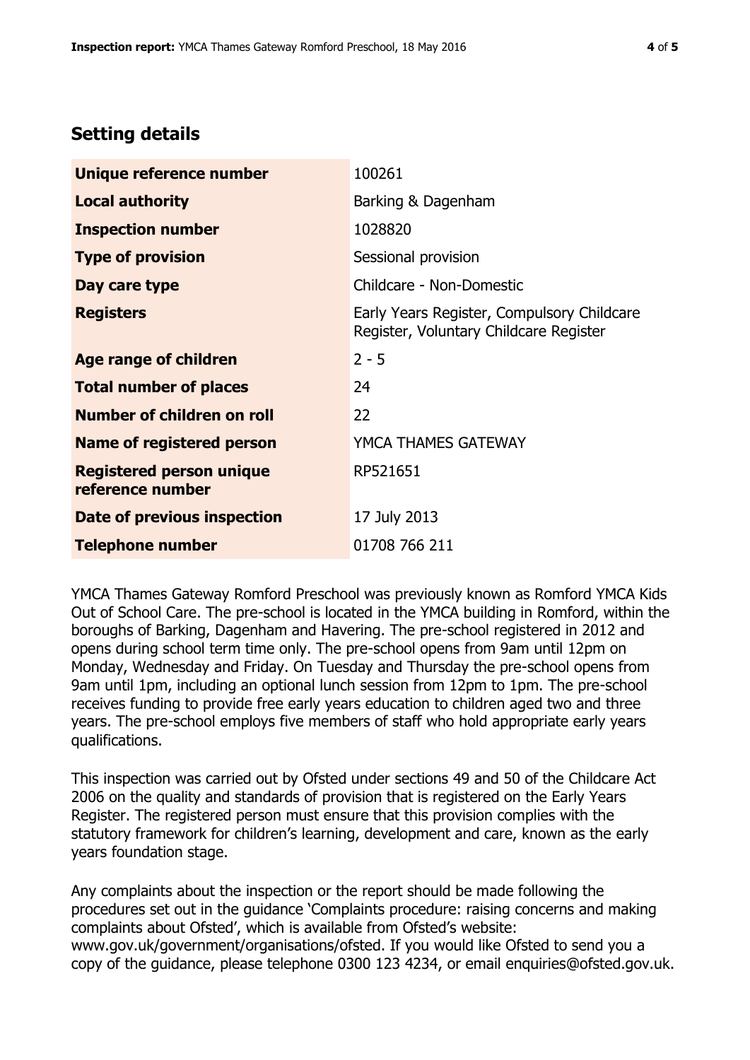## Setting details

| | |
|---|---|
| **Unique reference number** | 100261 |
| **Local authority** | Barking & Dagenham |
| **Inspection number** | 1028820 |
| **Type of provision** | Sessional provision |
| **Day care type** | Childcare - Non-Domestic |
| **Registers** | Early Years Register, Compulsory Childcare Register, Voluntary Childcare Register |
| **Age range of children** | 2 - 5 |
| **Total number of places** | 24 |
| **Number of children on roll** | 22 |
| **Name of registered person** | YMCA THAMES GATEWAY |
| **Registered person unique reference number** | RP521651 |
| **Date of previous inspection** | 17 July 2013 |
| **Telephone number** | 01708 766 211 |

YMCA Thames Gateway Romford Preschool was previously known as Romford YMCA Kids Out of School Care. The pre-school is located in the YMCA building in Romford, within the boroughs of Barking, Dagenham and Havering. The pre-school registered in 2012 and opens during school term time only. The pre-school opens from 9am until 12pm on Monday, Wednesday and Friday. On Tuesday and Thursday the pre-school opens from 9am until 1pm, including an optional lunch session from 12pm to 1pm. The pre-school receives funding to provide free early years education to children aged two and three years. The pre-school employs five members of staff who hold appropriate early years qualifications.

This inspection was carried out by Ofsted under sections 49 and 50 of the Childcare Act 2006 on the quality and standards of provision that is registered on the Early Years Register. The registered person must ensure that this provision complies with the statutory framework for children's learning, development and care, known as the early years foundation stage.

Any complaints about the inspection or the report should be made following the procedures set out in the guidance 'Complaints procedure: raising concerns and making complaints about Ofsted', which is available from Ofsted's website: www.gov.uk/government/organisations/ofsted. If you would like Ofsted to send you a copy of the guidance, please telephone 0300 123 4234, or email enquiries@ofsted.gov.uk.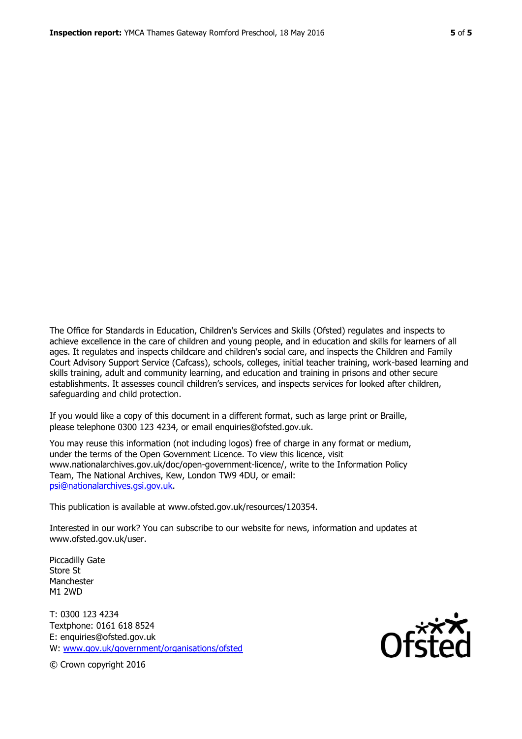The Office for Standards in Education, Children's Services and Skills (Ofsted) regulates and inspects to achieve excellence in the care of children and young people, and in education and skills for learners of all ages. It regulates and inspects childcare and children's social care, and inspects the Children and Family Court Advisory Support Service (Cafcass), schools, colleges, initial teacher training, work-based learning and skills training, adult and community learning, and education and training in prisons and other secure establishments. It assesses council children's services, and inspects services for looked after children, safeguarding and child protection.

If you would like a copy of this document in a different format, such as large print or Braille, please telephone 0300 123 4234, or email enquiries@ofsted.gov.uk.

You may reuse this information (not including logos) free of charge in any format or medium, under the terms of the Open Government Licence. To view this licence, visit www.nationalarchives.gov.uk/doc/open-government-licence/, write to the Information Policy Team, The National Archives, Kew, London TW9 4DU, or email: psi@nationalarchives.gsi.gov.uk.

This publication is available at www.ofsted.gov.uk/resources/120354.

Interested in our work? You can subscribe to our website for news, information and updates at www.ofsted.gov.uk/user.

Piccadilly Gate
Store St
Manchester
M1 2WD

T: 0300 123 4234
Textphone: 0161 618 8524
E: enquiries@ofsted.gov.uk
W: www.gov.uk/government/organisations/ofsted

© Crown copyright 2016